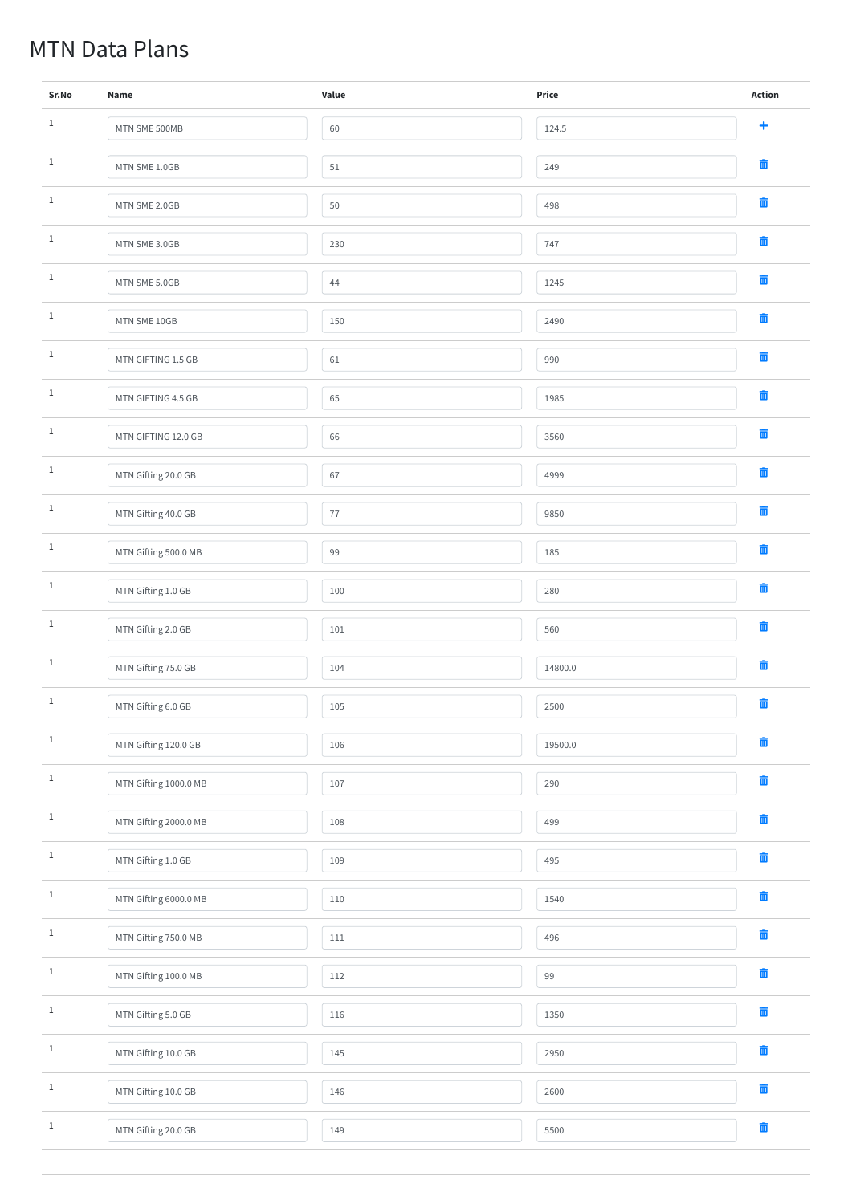# MTN Data Plans

| Sr.No | Name | Value | Price | Action |
| --- | --- | --- | --- | --- |
| 1 | MTN SME 500MB | 60 | 124.5 | + |
| 1 | MTN SME 1.0GB | 51 | 249 | |
| 1 | MTN SME 2.0GB | 50 | 498 | |
| 1 | MTN SME 3.0GB | 230 | 747 | |
| 1 | MTN SME 5.0GB | 44 | 1245 | |
| 1 | MTN SME 10GB | 150 | 2490 | |
| 1 | MTN GIFTING 1.5 GB | 61 | 990 | |
| 1 | MTN GIFTING 4.5 GB | 65 | 1985 | |
| 1 | MTN GIFTING 12.0 GB | 66 | 3560 | |
| 1 | MTN Gifting 20.0 GB | 67 | 4999 | |
| 1 | MTN Gifting 40.0 GB | 77 | 9850 | |
| 1 | MTN Gifting 500.0 MB | 99 | 185 | |
| 1 | MTN Gifting 1.0 GB | 100 | 280 | |
| 1 | MTN Gifting 2.0 GB | 101 | 560 | |
| 1 | MTN Gifting 75.0 GB | 104 | 14800.0 | |
| 1 | MTN Gifting 6.0 GB | 105 | 2500 | |
| 1 | MTN Gifting 120.0 GB | 106 | 19500.0 | |
| 1 | MTN Gifting 1000.0 MB | 107 | 290 | |
| 1 | MTN Gifting 2000.0 MB | 108 | 499 | |
| 1 | MTN Gifting 1.0 GB | 109 | 495 | |
| 1 | MTN Gifting 6000.0 MB | 110 | 1540 | |
| 1 | MTN Gifting 750.0 MB | 111 | 496 | |
| 1 | MTN Gifting 100.0 MB | 112 | 99 | |
| 1 | MTN Gifting 5.0 GB | 116 | 1350 | |
| 1 | MTN Gifting 10.0 GB | 145 | 2950 | |
| 1 | MTN Gifting 10.0 GB | 146 | 2600 | |
| 1 | MTN Gifting 20.0 GB | 149 | 5500 | |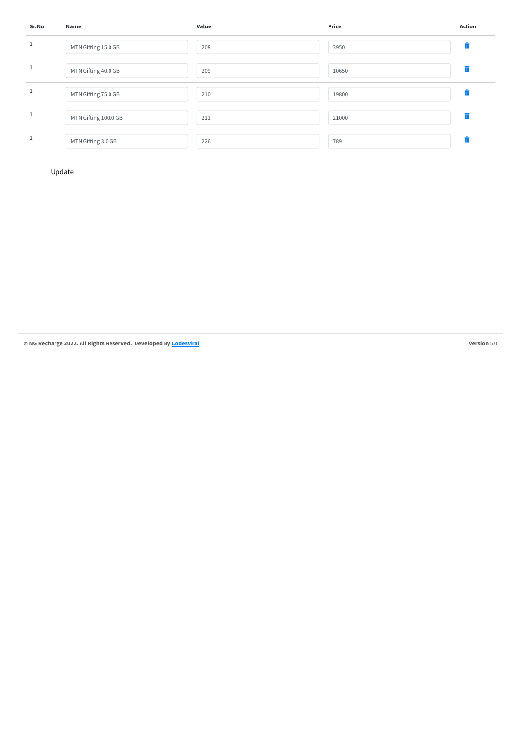| Sr.No | Name | Value | Price | Action |
|---|---|---|---|---|
| 1 | MTN Gifting 15.0 GB | 208 | 3950 | |
| 1 | MTN Gifting 40.0 GB | 209 | 10650 | |
| 1 | MTN Gifting 75.0 GB | 210 | 19800 | |
| 1 | MTN Gifting 100.0 GB | 211 | 21000 | |
| 1 | MTN Gifting 3.0 GB | 226 | 789 | |

Update

**© NG Recharge 2022. All Rights Reserved. Developed By [Codesviral]()**

**Version** 5.0